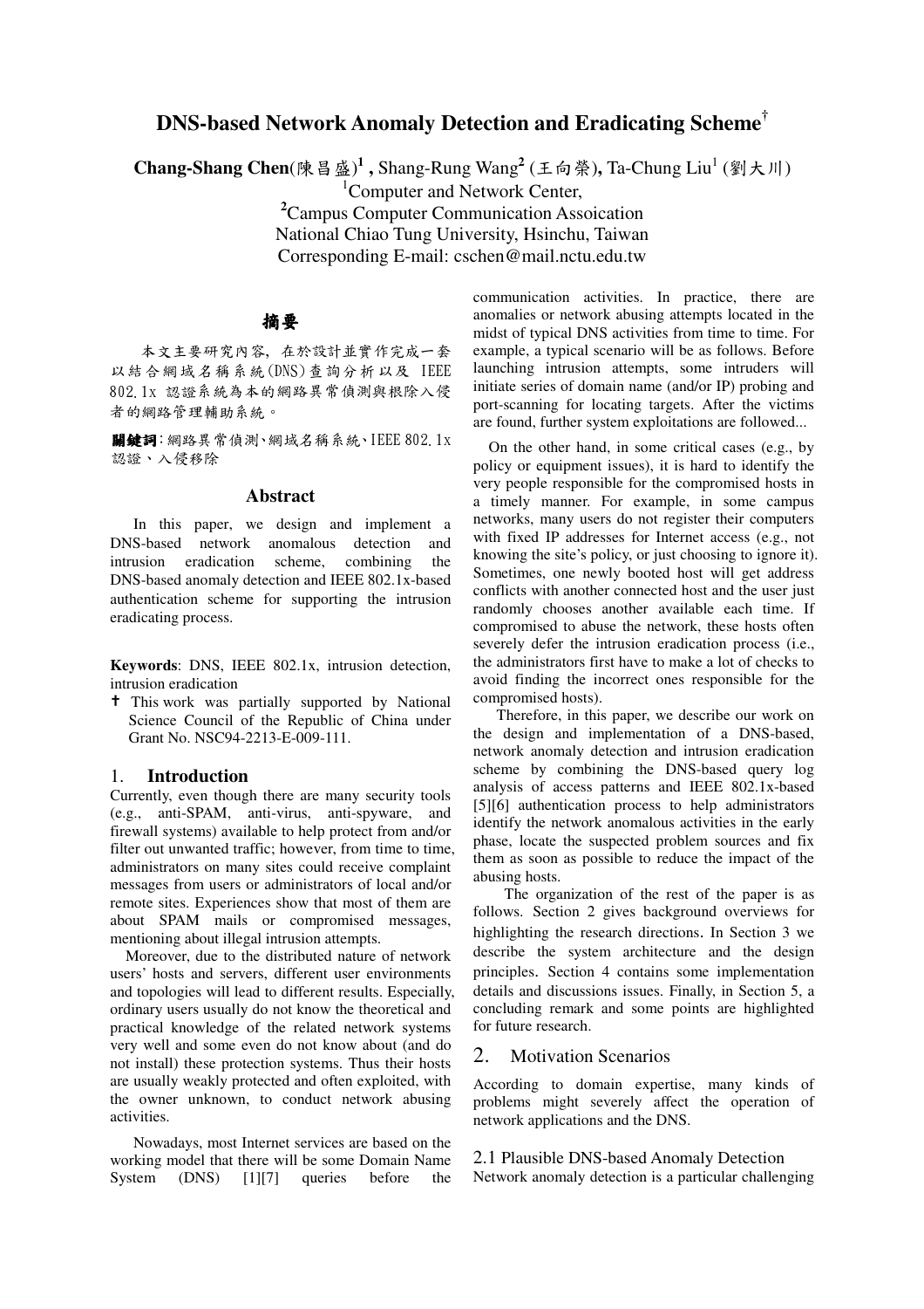# DNS-based Network Anomaly Detection and Eradicating Scheme†

**Chang-Shang Chen**(陳昌盛)[1], Shang-Rung Wang[2] (王向榮), Ta-Chung Liu[1] (劉大川)

[1]Computer and Network Center,
[2]Campus Computer Communication Assoication
National Chiao Tung University, Hsinchu, Taiwan
Corresponding E-mail: cschen@mail.nctu.edu.tw

## 摘要

本文主要研究內容，在於設計並實作完成一套以結合網域名稱系統(DNS)查詢分析以及 IEEE 802.1x 認證系統為本的網路異常偵測與根除入侵者的網路管理輔助系統。

**關鍵詞**：網路異常偵測、網域名稱系統、IEEE 802.1x 認證、入侵移除

## Abstract

In this paper, we design and implement a DNS-based network anomalous detection and intrusion eradication scheme, combining the DNS-based anomaly detection and IEEE 802.1x-based authentication scheme for supporting the intrusion eradicating process.

**Keywords**: DNS, IEEE 802.1x, intrusion detection, intrusion eradication

† This work was partially supported by National Science Council of the Republic of China under Grant No. NSC94-2213-E-009-111.

## 1. Introduction

Currently, even though there are many security tools (e.g., anti-SPAM, anti-virus, anti-spyware, and firewall systems) available to help protect from and/or filter out unwanted traffic; however, from time to time, administrators on many sites could receive complaint messages from users or administrators of local and/or remote sites. Experiences show that most of them are about SPAM mails or compromised messages, mentioning about illegal intrusion attempts.

Moreover, due to the distributed nature of network users' hosts and servers, different user environments and topologies will lead to different results. Especially, ordinary users usually do not know the theoretical and practical knowledge of the related network systems very well and some even do not know about (and do not install) these protection systems. Thus their hosts are usually weakly protected and often exploited, with the owner unknown, to conduct network abusing activities.

Nowadays, most Internet services are based on the working model that there will be some Domain Name System (DNS) [1][7] queries before the communication activities. In practice, there are anomalies or network abusing attempts located in the midst of typical DNS activities from time to time. For example, a typical scenario will be as follows. Before launching intrusion attempts, some intruders will initiate series of domain name (and/or IP) probing and port-scanning for locating targets. After the victims are found, further system exploitations are followed...

On the other hand, in some critical cases (e.g., by policy or equipment issues), it is hard to identify the very people responsible for the compromised hosts in a timely manner. For example, in some campus networks, many users do not register their computers with fixed IP addresses for Internet access (e.g., not knowing the site's policy, or just choosing to ignore it). Sometimes, one newly booted host will get address conflicts with another connected host and the user just randomly chooses another available each time. If compromised to abuse the network, these hosts often severely defer the intrusion eradication process (i.e., the administrators first have to make a lot of checks to avoid finding the incorrect ones responsible for the compromised hosts).

Therefore, in this paper, we describe our work on the design and implementation of a DNS-based, network anomaly detection and intrusion eradication scheme by combining the DNS-based query log analysis of access patterns and IEEE 802.1x-based [5][6] authentication process to help administrators identify the network anomalous activities in the early phase, locate the suspected problem sources and fix them as soon as possible to reduce the impact of the abusing hosts.

The organization of the rest of the paper is as follows. Section 2 gives background overviews for highlighting the research directions. In Section 3 we describe the system architecture and the design principles. Section 4 contains some implementation details and discussions issues. Finally, in Section 5, a concluding remark and some points are highlighted for future research.

## 2. Motivation Scenarios

According to domain expertise, many kinds of problems might severely affect the operation of network applications and the DNS.

### 2.1 Plausible DNS-based Anomaly Detection

Network anomaly detection is a particular challenging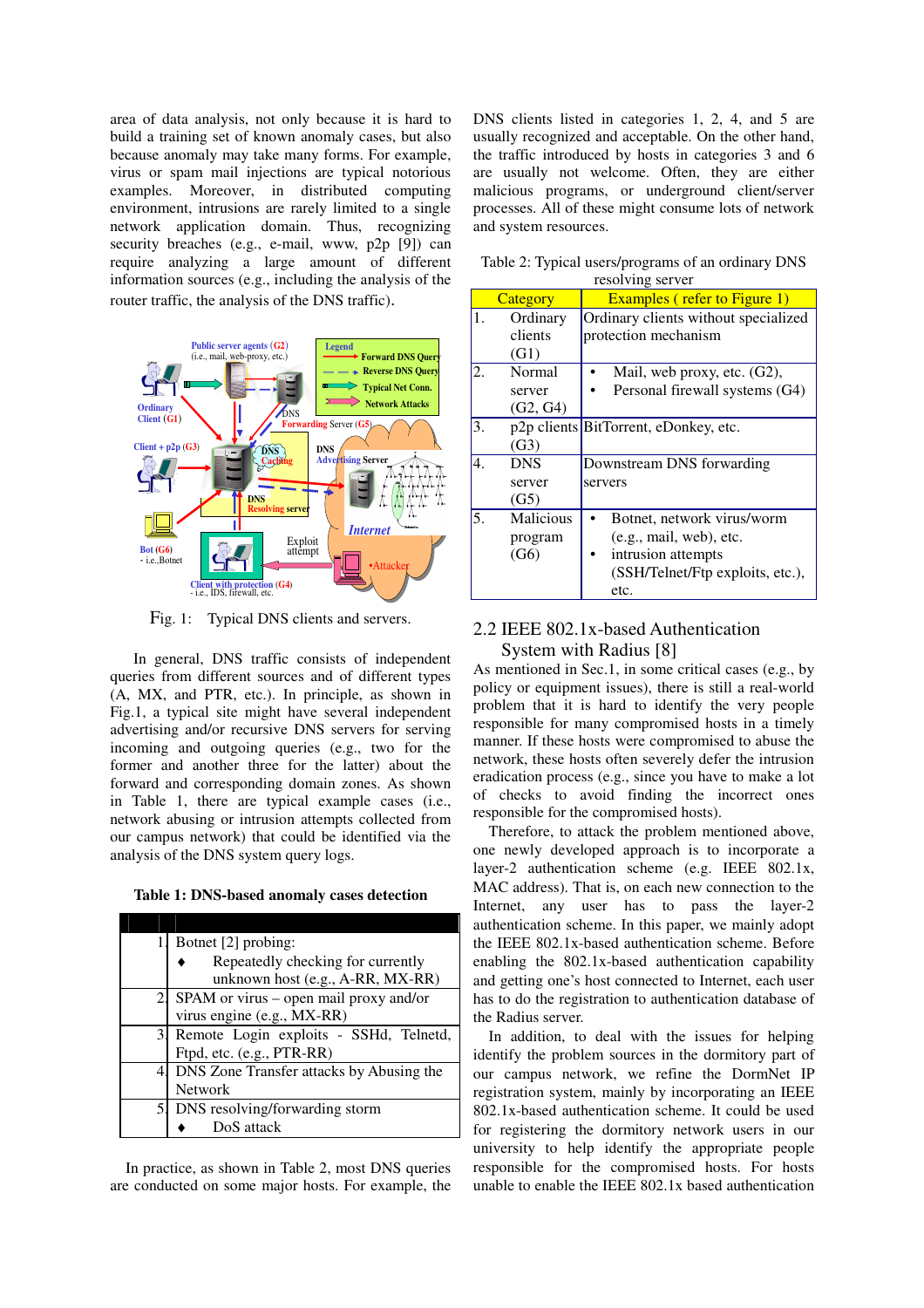area of data analysis, not only because it is hard to build a training set of known anomaly cases, but also because anomaly may take many forms. For example, virus or spam mail injections are typical notorious examples. Moreover, in distributed computing environment, intrusions are rarely limited to a single network application domain. Thus, recognizing security breaches (e.g., e-mail, www, p2p [9]) can require analyzing a large amount of different information sources (e.g., including the analysis of the router traffic, the analysis of the DNS traffic).

Fig. 1: Typical DNS clients and servers.

In general, DNS traffic consists of independent queries from different sources and of different types (A, MX, and PTR, etc.). In principle, as shown in Fig.1, a typical site might have several independent advertising and/or recursive DNS servers for serving incoming and outgoing queries (e.g., two for the former and another three for the latter) about the forward and corresponding domain zones. As shown in Table 1, there are typical example cases (i.e., network abusing or intrusion attempts collected from our campus network) that could be identified via the analysis of the DNS system query logs.

**Table 1: DNS-based anomaly cases detection**

| | |
|---|---|
| 1 | Botnet [2] probing:<br>♦ Repeatedly checking for currently unknown host (e.g., A-RR, MX-RR) |
| 2 | SPAM or virus – open mail proxy and/or virus engine (e.g., MX-RR) |
| 3 | Remote Login exploits - SSHd, Telnetd, Ftpd, etc. (e.g., PTR-RR) |
| 4 | DNS Zone Transfer attacks by Abusing the Network |
| 5 | DNS resolving/forwarding storm<br>♦ DoS attack |

In practice, as shown in Table 2, most DNS queries are conducted on some major hosts. For example, the DNS clients listed in categories 1, 2, 4, and 5 are usually recognized and acceptable. On the other hand, the traffic introduced by hosts in categories 3 and 6 are usually not welcome. Often, they are either malicious programs, or underground client/server processes. All of these might consume lots of network and system resources.

Table 2: Typical users/programs of an ordinary DNS resolving server

| Category | Examples ( refer to Figure 1) |
|---|---|
| 1. Ordinary clients (G1) | Ordinary clients without specialized protection mechanism |
| 2. Normal server (G2, G4) | • Mail, web proxy, etc. (G2),<br>• Personal firewall systems (G4) |
| 3. p2p clients (G3) | BitTorrent, eDonkey, etc. |
| 4. DNS server (G5) | Downstream DNS forwarding servers |
| 5. Malicious program (G6) | • Botnet, network virus/worm (e.g., mail, web), etc.<br>• intrusion attempts (SSH/Telnet/Ftp exploits, etc.), etc. |

## 2.2 IEEE 802.1x-based Authentication System with Radius [8]

As mentioned in Sec.1, in some critical cases (e.g., by policy or equipment issues), there is still a real-world problem that it is hard to identify the very people responsible for many compromised hosts in a timely manner. If these hosts were compromised to abuse the network, these hosts often severely defer the intrusion eradication process (e.g., since you have to make a lot of checks to avoid finding the incorrect ones responsible for the compromised hosts).

Therefore, to attack the problem mentioned above, one newly developed approach is to incorporate a layer-2 authentication scheme (e.g. IEEE 802.1x, MAC address). That is, on each new connection to the Internet, any user has to pass the layer-2 authentication scheme. In this paper, we mainly adopt the IEEE 802.1x-based authentication scheme. Before enabling the 802.1x-based authentication capability and getting one's host connected to Internet, each user has to do the registration to authentication database of the Radius server.

In addition, to deal with the issues for helping identify the problem sources in the dormitory part of our campus network, we refine the DormNet IP registration system, mainly by incorporating an IEEE 802.1x-based authentication scheme. It could be used for registering the dormitory network users in our university to help identify the appropriate people responsible for the compromised hosts. For hosts unable to enable the IEEE 802.1x based authentication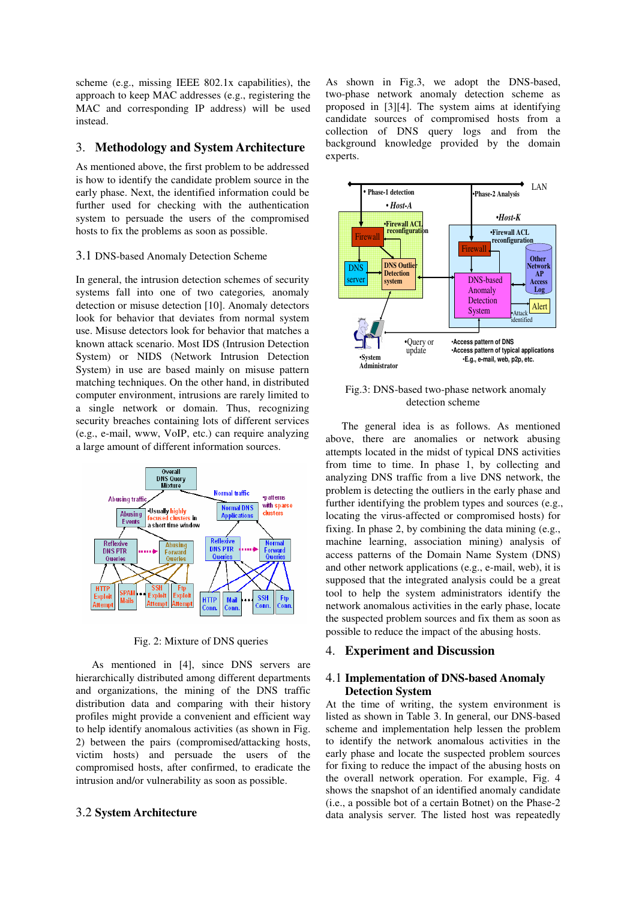scheme (e.g., missing IEEE 802.1x capabilities), the approach to keep MAC addresses (e.g., registering the MAC and corresponding IP address) will be used instead.

## 3. Methodology and System Architecture

As mentioned above, the first problem to be addressed is how to identify the candidate problem source in the early phase. Next, the identified information could be further used for checking with the authentication system to persuade the users of the compromised hosts to fix the problems as soon as possible.

### 3.1 DNS-based Anomaly Detection Scheme

In general, the intrusion detection schemes of security systems fall into one of two categories, anomaly detection or misuse detection [10]. Anomaly detectors look for behavior that deviates from normal system use. Misuse detectors look for behavior that matches a known attack scenario. Most IDS (Intrusion Detection System) or NIDS (Network Intrusion Detection System) in use are based mainly on misuse pattern matching techniques. On the other hand, in distributed computer environment, intrusions are rarely limited to a single network or domain. Thus, recognizing security breaches containing lots of different services (e.g., e-mail, www, VoIP, etc.) can require analyzing a large amount of different information sources.

Fig. 2: Mixture of DNS queries

As mentioned in [4], since DNS servers are hierarchically distributed among different departments and organizations, the mining of the DNS traffic distribution data and comparing with their history profiles might provide a convenient and efficient way to help identify anomalous activities (as shown in Fig. 2) between the pairs (compromised/attacking hosts, victim hosts) and persuade the users of the compromised hosts, after confirmed, to eradicate the intrusion and/or vulnerability as soon as possible.

### 3.2 System Architecture

As shown in Fig.3, we adopt the DNS-based, two-phase network anomaly detection scheme as proposed in [3][4]. The system aims at identifying candidate sources of compromised hosts from a collection of DNS query logs and from the background knowledge provided by the domain experts.

Fig.3: DNS-based two-phase network anomaly detection scheme

The general idea is as follows. As mentioned above, there are anomalies or network abusing attempts located in the midst of typical DNS activities from time to time. In phase 1, by collecting and analyzing DNS traffic from a live DNS network, the problem is detecting the outliers in the early phase and further identifying the problem types and sources (e.g., locating the virus-affected or compromised hosts) for fixing. In phase 2, by combining the data mining (e.g., machine learning, association mining) analysis of access patterns of the Domain Name System (DNS) and other network applications (e.g., e-mail, web), it is supposed that the integrated analysis could be a great tool to help the system administrators identify the network anomalous activities in the early phase, locate the suspected problem sources and fix them as soon as possible to reduce the impact of the abusing hosts.

## 4. Experiment and Discussion

### 4.1 Implementation of DNS-based Anomaly Detection System

At the time of writing, the system environment is listed as shown in Table 3. In general, our DNS-based scheme and implementation help lessen the problem to identify the network anomalous activities in the early phase and locate the suspected problem sources for fixing to reduce the impact of the abusing hosts on the overall network operation. For example, Fig. 4 shows the snapshot of an identified anomaly candidate (i.e., a possible bot of a certain Botnet) on the Phase-2 data analysis server. The listed host was repeatedly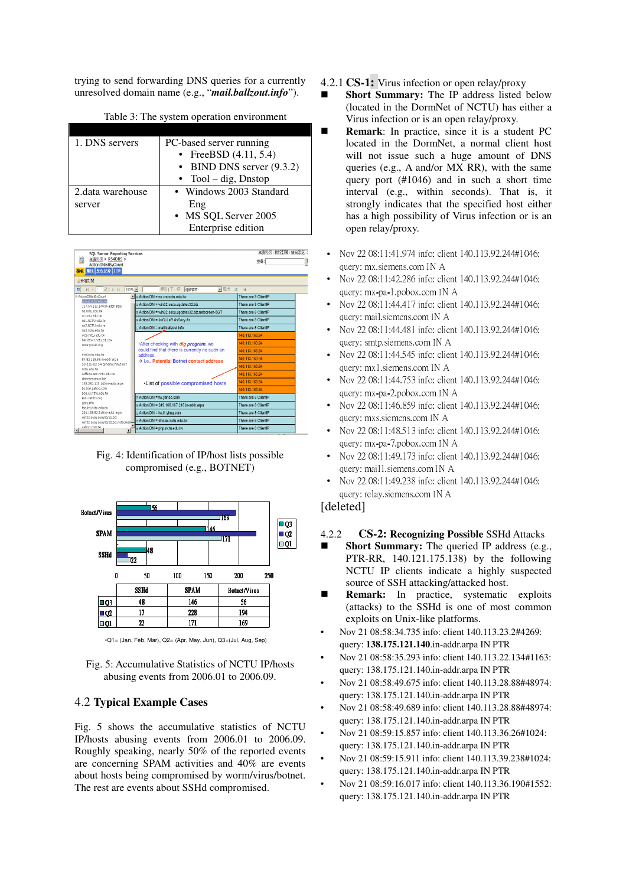trying to send forwarding DNS queries for a currently unresolved domain name (e.g., "***mail.ballzout.info***").

Table 3: The system operation environment

| | |
|---|---|
| 1. DNS servers | PC-based server running<br>• FreeBSD (4.11, 5.4)<br>• BIND DNS server (9.3.2)<br>• Tool – dig, Dnstop |
| 2.data warehouse server | • Windows 2003 Standard Eng<br>• MS SQL Server 2005 Enterprise edition |

Fig. 4: Identification of IP/host lists possible compromised (e.g., BOTNET)

| | SSHd | SPAM | Botnet/Virus |
|---|---|---|---|
| Q3 | 48 | 146 | 56 |
| Q2 | 17 | 228 | 194 |
| Q1 | 22 | 171 | 169 |

•Q1= (Jan, Feb, Mar), Q2= (Apr, May, Jun), Q3=(Jul, Aug, Sep)

Fig. 5: Accumulative Statistics of NCTU IP/hosts abusing events from 2006.01 to 2006.09.

## 4.2 Typical Example Cases

Fig. 5 shows the accumulative statistics of NCTU IP/hosts abusing events from 2006.01 to 2006.09. Roughly speaking, nearly 50% of the reported events are concerning SPAM activities and 40% are events about hosts being compromised by worm/virus/botnet. The rest are events about SSHd compromised.

### 4.2.1 CS-1: Virus infection or open relay/proxy

- **Short Summary:** The IP address listed below (located in the DormNet of NCTU) has either a Virus infection or is an open relay/proxy.
- **Remark**: In practice, since it is a student PC located in the DormNet, a normal client host will not issue such a huge amount of DNS queries (e.g., A and/or MX RR), with the same query port (#1046) and in such a short time interval (e.g., within seconds). That is, it strongly indicates that the specified host either has a high possibility of Virus infection or is an open relay/proxy.

- Nov 22 08:11:41.974 info: client 140.113.92.244#1046: query: mx.siemens.com IN A
- Nov 22 08:11:42.286 info: client 140.113.92.244#1046: query: mx-pa-1.pobox.com IN A
- Nov 22 08:11:44.417 info: client 140.113.92.244#1046: query: mail.siemens.com IN A
- Nov 22 08:11:44.481 info: client 140.113.92.244#1046: query: smtp.siemens.com IN A
- Nov 22 08:11:44.545 info: client 140.113.92.244#1046: query: mx1.siemens.com IN A
- Nov 22 08:11:44.753 info: client 140.113.92.244#1046: query: mx-pa-2.pobox.com IN A
- Nov 22 08:11:46.859 info: client 140.113.92.244#1046: query: mxs.siemens.com IN A
- Nov 22 08:11:48.513 info: client 140.113.92.244#1046: query: mx-pa-7.pobox.com IN A
- Nov 22 08:11:49.173 info: client 140.113.92.244#1046: query: mail1.siemens.com IN A
- Nov 22 08:11:49.238 info: client 140.113.92.244#1046: query: relay.siemens.com IN A

[deleted]

### 4.2.2 CS-2: Recognizing Possible SSHd Attacks

- **Short Summary:** The queried IP address (e.g., PTR-RR, 140.121.175.138) by the following NCTU IP clients indicate a highly suspected source of SSH attacking/attacked host.
- **Remark:** In practice, systematic exploits (attacks) to the SSHd is one of most common exploits on Unix-like platforms.

- Nov 21 08:58:34.735 info: client 140.113.23.2#4269: query: **138.175.121.140**.in-addr.arpa IN PTR
- Nov 21 08:58:35.293 info: client 140.113.22.134#1163: query: 138.175.121.140.in-addr.arpa IN PTR
- Nov 21 08:58:49.675 info: client 140.113.28.88#48974: query: 138.175.121.140.in-addr.arpa IN PTR
- Nov 21 08:58:49.689 info: client 140.113.28.88#48974: query: 138.175.121.140.in-addr.arpa IN PTR
- Nov 21 08:59:15.857 info: client 140.113.36.26#1024: query: 138.175.121.140.in-addr.arpa IN PTR
- Nov 21 08:59:15.911 info: client 140.113.39.238#1024: query: 138.175.121.140.in-addr.arpa IN PTR
- Nov 21 08:59:16.017 info: client 140.113.36.190#1552: query: 138.175.121.140.in-addr.arpa IN PTR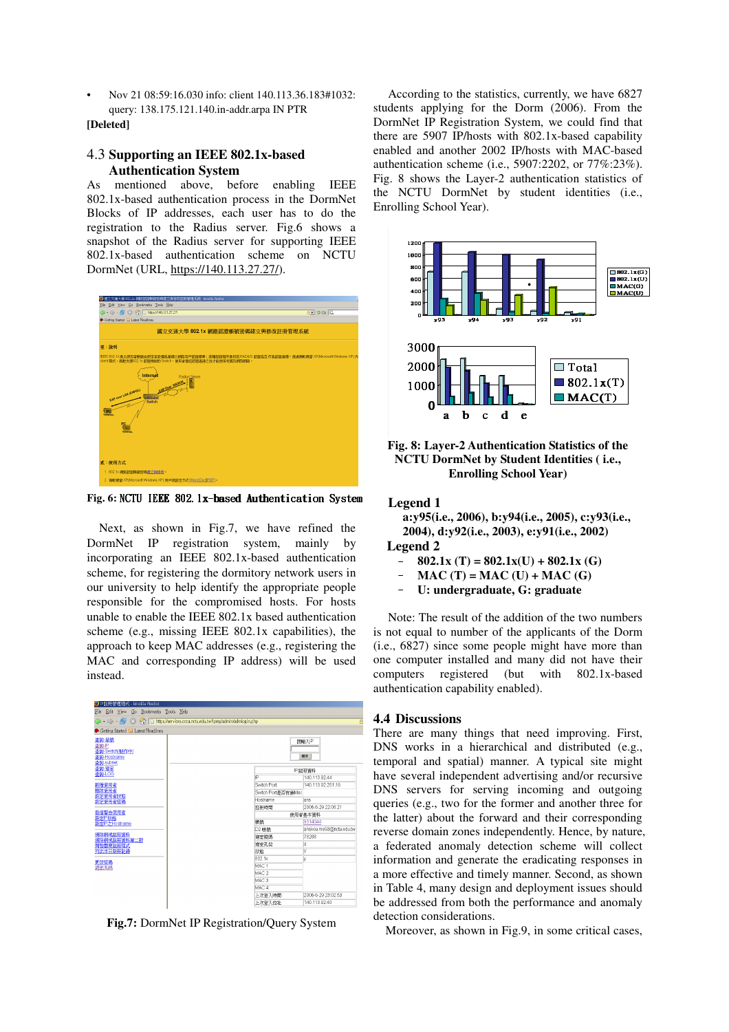- Nov 21 08:59:16.030 info: client 140.113.36.183#1032: query: 138.175.121.140.in-addr.arpa IN PTR

**[Deleted]**

### 4.3 Supporting an IEEE 802.1x-based Authentication System

As mentioned above, before enabling IEEE 802.1x-based authentication process in the DormNet Blocks of IP addresses, each user has to do the registration to the Radius server. Fig.6 shows a snapshot of the Radius server for supporting IEEE 802.1x-based authentication scheme on NCTU DormNet (URL, https://140.113.27.27/).

**Fig. 6: NCTU IEEE 802.1x-based Authentication System**

Next, as shown in Fig.7, we have refined the DormNet IP registration system, mainly by incorporating an IEEE 802.1x-based authentication scheme, for registering the dormitory network users in our university to help identify the appropriate people responsible for the compromised hosts. For hosts unable to enable the IEEE 802.1x based authentication scheme (e.g., missing IEEE 802.1x capabilities), the approach to keep MAC addresses (e.g., registering the MAC and corresponding IP address) will be used instead.

**Fig.7:** DormNet IP Registration/Query System

According to the statistics, currently, we have 6827 students applying for the Dorm (2006). From the DormNet IP Registration System, we could find that there are 5907 IP/hosts with 802.1x-based capability enabled and another 2002 IP/hosts with MAC-based authentication scheme (i.e., 5907:2202, or 77%:23%). Fig. 8 shows the Layer-2 authentication statistics of the NCTU DormNet by student identities (i.e., Enrolling School Year).

**Fig. 8: Layer-2 Authentication Statistics of the NCTU DormNet by Student Identities ( i.e., Enrolling School Year)**

**Legend 1**

**a:y95(i.e., 2006), b:y94(i.e., 2005), c:y93(i.e., 2004), d:y92(i.e., 2003), e:y91(i.e., 2002)**

**Legend 2**

- **802.1x (T) = 802.1x(U) + 802.1x (G)**
- **MAC (T) = MAC (U) + MAC (G)**
- **U: undergraduate, G: graduate**

Note: The result of the addition of the two numbers is not equal to number of the applicants of the Dorm (i.e., 6827) since some people might have more than one computer installed and many did not have their computers registered (but with 802.1x-based authentication capability enabled).

### 4.4 Discussions

There are many things that need improving. First, DNS works in a hierarchical and distributed (e.g., temporal and spatial) manner. A typical site might have several independent advertising and/or recursive DNS servers for serving incoming and outgoing queries (e.g., two for the former and another three for the latter) about the forward and their corresponding reverse domain zones independently. Hence, by nature, a federated anomaly detection scheme will collect information and generate the eradicating responses in a more effective and timely manner. Second, as shown in Table 4, many design and deployment issues should be addressed from both the performance and anomaly detection considerations.

Moreover, as shown in Fig.9, in some critical cases,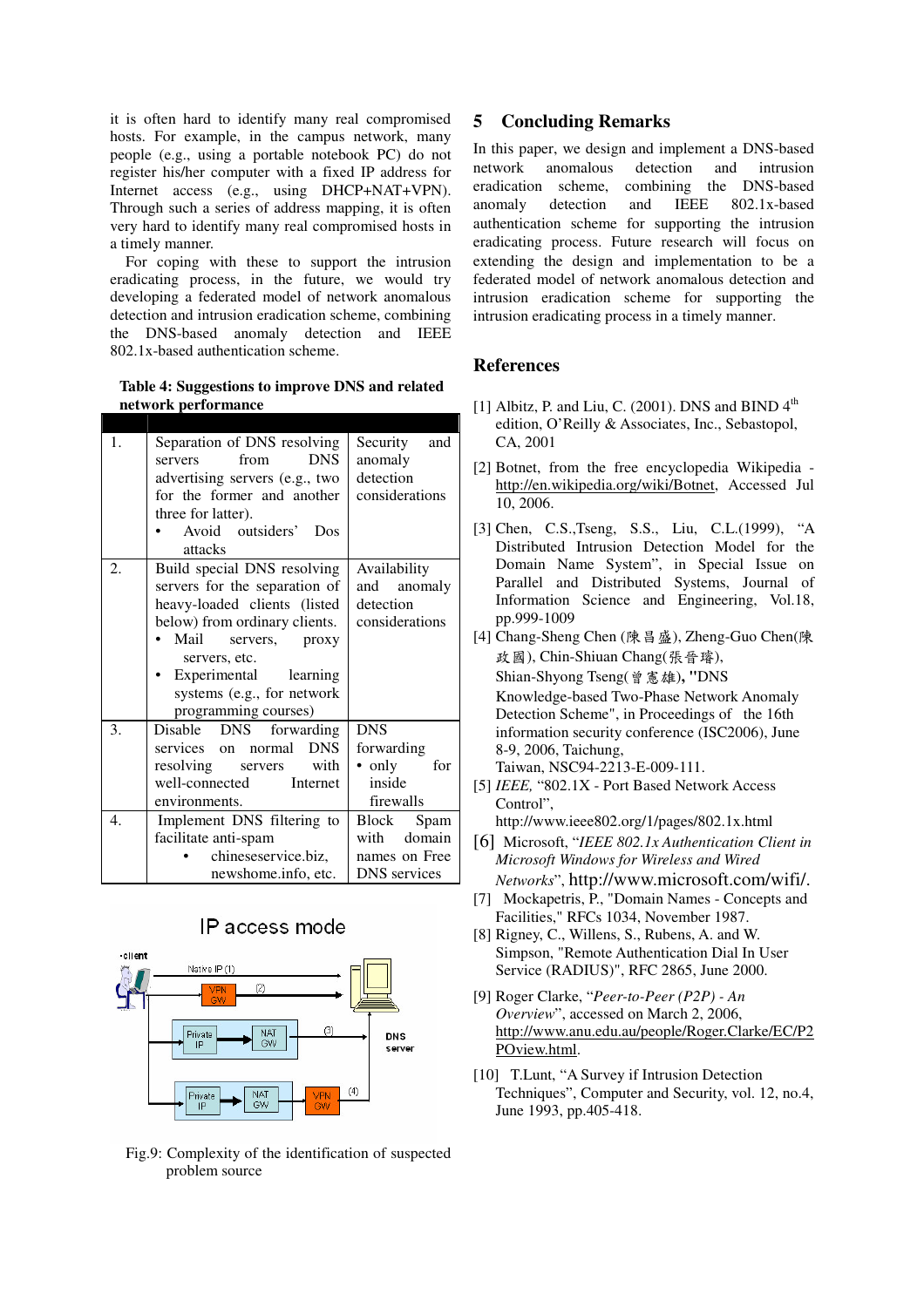it is often hard to identify many real compromised hosts. For example, in the campus network, many people (e.g., using a portable notebook PC) do not register his/her computer with a fixed IP address for Internet access (e.g., using DHCP+NAT+VPN). Through such a series of address mapping, it is often very hard to identify many real compromised hosts in a timely manner.

For coping with these to support the intrusion eradicating process, in the future, we would try developing a federated model of network anomalous detection and intrusion eradication scheme, combining the DNS-based anomaly detection and IEEE 802.1x-based authentication scheme.

**Table 4: Suggestions to improve DNS and related network performance**

| | | |
|---|---|---|
| 1. | Separation of DNS resolving servers from DNS advertising servers (e.g., two for the former and another three for latter).<br>• Avoid outsiders' Dos attacks | Security and anomaly detection considerations |
| 2. | Build special DNS resolving servers for the separation of heavy-loaded clients (listed below) from ordinary clients.<br>• Mail servers, proxy servers, etc.<br>• Experimental learning systems (e.g., for network programming courses) | Availability and anomaly detection considerations |
| 3. | Disable DNS forwarding services on normal DNS resolving servers with well-connected Internet environments. | DNS forwarding<br>• only for inside firewalls |
| 4. | Implement DNS filtering to facilitate anti-spam<br>• chineseservice.biz, newshome.info, etc. | Block Spam with domain names on Free DNS services |

IP access mode

client
Native IP (1)
VPN GW (2)
Private IP → NAT GW (3)
Private IP → NAT GW → VPN GW (4)
DNS server

Fig.9: Complexity of the identification of suspected problem source

## 5 Concluding Remarks

In this paper, we design and implement a DNS-based network anomalous detection and intrusion eradication scheme, combining the DNS-based anomaly detection and IEEE 802.1x-based authentication scheme for supporting the intrusion eradicating process. Future research will focus on extending the design and implementation to be a federated model of network anomalous detection and intrusion eradication scheme for supporting the intrusion eradicating process in a timely manner.

## References

[1] Albitz, P. and Liu, C. (2001). DNS and BIND 4th edition, O'Reilly & Associates, Inc., Sebastopol, CA, 2001

[2] Botnet, from the free encyclopedia Wikipedia - http://en.wikipedia.org/wiki/Botnet, Accessed Jul 10, 2006.

[3] Chen, C.S.,Tseng, S.S., Liu, C.L.(1999), "A Distributed Intrusion Detection Model for the Domain Name System", in Special Issue on Parallel and Distributed Systems, Journal of Information Science and Engineering, Vol.18, pp.999-1009

[4] Chang-Sheng Chen (陳昌盛), Zheng-Guo Chen(陳政國), Chin-Shiuan Chang(張晉璿), Shian-Shyong Tseng(曾憲雄), "DNS Knowledge-based Two-Phase Network Anomaly Detection Scheme", in Proceedings of the 16th information security conference (ISC2006), June 8-9, 2006, Taichung, Taiwan, NSC94-2213-E-009-111.

[5] *IEEE,* "802.1X - Port Based Network Access Control", http://www.ieee802.org/1/pages/802.1x.html

[6] Microsoft, "*IEEE 802.1x Authentication Client in Microsoft Windows for Wireless and Wired Networks*", http://www.microsoft.com/wifi/.

[7] Mockapetris, P., "Domain Names - Concepts and Facilities," RFCs 1034, November 1987.

[8] Rigney, C., Willens, S., Rubens, A. and W. Simpson, "Remote Authentication Dial In User Service (RADIUS)", RFC 2865, June 2000.

[9] Roger Clarke, "*Peer-to-Peer (P2P) - An Overview*", accessed on March 2, 2006, http://www.anu.edu.au/people/Roger.Clarke/EC/P2POview.html.

[10] T.Lunt, "A Survey if Intrusion Detection Techniques", Computer and Security, vol. 12, no.4, June 1993, pp.405-418.